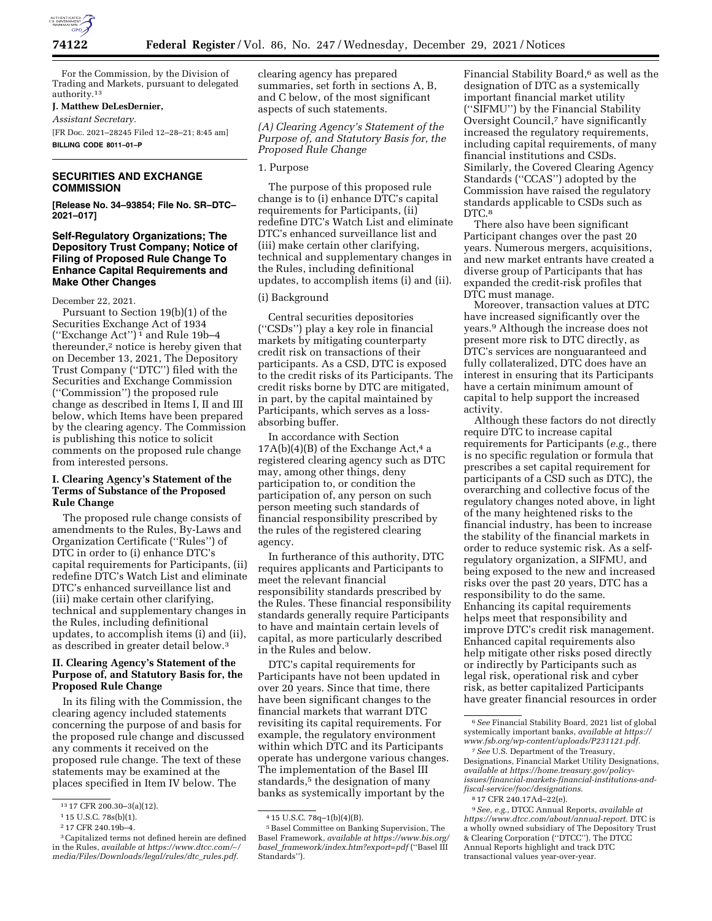For the Commission, by the Division of Trading and Markets, pursuant to delegated authority.[13]

**J. Matthew DeLesDernier,**

*Assistant Secretary.*

[FR Doc. 2021–28245 Filed 12–28–21; 8:45 am]

**BILLING CODE 8011–01–P**

---

## SECURITIES AND EXCHANGE COMMISSION

**[Release No. 34–93854; File No. SR–DTC–2021–017]**

## Self-Regulatory Organizations; The Depository Trust Company; Notice of Filing of Proposed Rule Change To Enhance Capital Requirements and Make Other Changes

December 22, 2021.

Pursuant to Section 19(b)(1) of the Securities Exchange Act of 1934 (''Exchange Act'')[1] and Rule 19b–4 thereunder,[2] notice is hereby given that on December 13, 2021, The Depository Trust Company (''DTC'') filed with the Securities and Exchange Commission (''Commission'') the proposed rule change as described in Items I, II and III below, which Items have been prepared by the clearing agency. The Commission is publishing this notice to solicit comments on the proposed rule change from interested persons.

### I. Clearing Agency's Statement of the Terms of Substance of the Proposed Rule Change

The proposed rule change consists of amendments to the Rules, By-Laws and Organization Certificate (''Rules'') of DTC in order to (i) enhance DTC's capital requirements for Participants, (ii) redefine DTC's Watch List and eliminate DTC's enhanced surveillance list and (iii) make certain other clarifying, technical and supplementary changes in the Rules, including definitional updates, to accomplish items (i) and (ii), as described in greater detail below.[3]

### II. Clearing Agency's Statement of the Purpose of, and Statutory Basis for, the Proposed Rule Change

In its filing with the Commission, the clearing agency included statements concerning the purpose of and basis for the proposed rule change and discussed any comments it received on the proposed rule change. The text of these statements may be examined at the places specified in Item IV below. The clearing agency has prepared summaries, set forth in sections A, B, and C below, of the most significant aspects of such statements.

*(A) Clearing Agency's Statement of the Purpose of, and Statutory Basis for, the Proposed Rule Change*

1. Purpose

The purpose of this proposed rule change is to (i) enhance DTC's capital requirements for Participants, (ii) redefine DTC's Watch List and eliminate DTC's enhanced surveillance list and (iii) make certain other clarifying, technical and supplementary changes in the Rules, including definitional updates, to accomplish items (i) and (ii).

(i) Background

Central securities depositories (''CSDs'') play a key role in financial markets by mitigating counterparty credit risk on transactions of their participants. As a CSD, DTC is exposed to the credit risks of its Participants. The credit risks borne by DTC are mitigated, in part, by the capital maintained by Participants, which serves as a loss-absorbing buffer.

In accordance with Section 17A(b)(4)(B) of the Exchange Act,[4] a registered clearing agency such as DTC may, among other things, deny participation to, or condition the participation of, any person on such person meeting such standards of financial responsibility prescribed by the rules of the registered clearing agency.

In furtherance of this authority, DTC requires applicants and Participants to meet the relevant financial responsibility standards prescribed by the Rules. These financial responsibility standards generally require Participants to have and maintain certain levels of capital, as more particularly described in the Rules and below.

DTC's capital requirements for Participants have not been updated in over 20 years. Since that time, there have been significant changes to the financial markets that warrant DTC revisiting its capital requirements. For example, the regulatory environment within which DTC and its Participants operate has undergone various changes. The implementation of the Basel III standards,[5] the designation of many banks as systemically important by the Financial Stability Board,[6] as well as the designation of DTC as a systemically important financial market utility (''SIFMU'') by the Financial Stability Oversight Council,[7] have significantly increased the regulatory requirements, including capital requirements, of many financial institutions and CSDs. Similarly, the Covered Clearing Agency Standards (''CCAS'') adopted by the Commission have raised the regulatory standards applicable to CSDs such as DTC.[8]

There also have been significant Participant changes over the past 20 years. Numerous mergers, acquisitions, and new market entrants have created a diverse group of Participants that has expanded the credit-risk profiles that DTC must manage.

Moreover, transaction values at DTC have increased significantly over the years.[9] Although the increase does not present more risk to DTC directly, as DTC's services are nonguaranteed and fully collateralized, DTC does have an interest in ensuring that its Participants have a certain minimum amount of capital to help support the increased activity.

Although these factors do not directly require DTC to increase capital requirements for Participants (*e.g.,* there is no specific regulation or formula that prescribes a set capital requirement for participants of a CSD such as DTC), the overarching and collective focus of the regulatory changes noted above, in light of the many heightened risks to the financial industry, has been to increase the stability of the financial markets in order to reduce systemic risk. As a self-regulatory organization, a SIFMU, and being exposed to the new and increased risks over the past 20 years, DTC has a responsibility to do the same. Enhancing its capital requirements helps meet that responsibility and improve DTC's credit risk management. Enhanced capital requirements also help mitigate other risks posed directly or indirectly by Participants such as legal risk, operational risk and cyber risk, as better capitalized Participants have greater financial resources in order

---

[13] 17 CFR 200.30–3(a)(12).

[1] 15 U.S.C. 78s(b)(1).

[2] 17 CFR 240.19b–4.

[3] Capitalized terms not defined herein are defined in the Rules, *available at https://www.dtcc.com/~/media/Files/Downloads/legal/rules/dtc_rules.pdf.*

[4] 15 U.S.C. 78q–1(b)(4)(B).

[5] Basel Committee on Banking Supervision, The Basel Framework, *available at https://www.bis.org/basel_framework/index.htm?export=pdf* (''Basel III Standards'').

[6] *See* Financial Stability Board, 2021 list of global systemically important banks, *available at https://www.fsb.org/wp-content/uploads/P231121.pdf.*

[7] *See* U.S. Department of the Treasury, Designations, Financial Market Utility Designations, *available at https://home.treasury.gov/policy-issues/financial-markets-financial-institutions-and-fiscal-service/fsoc/designations.*

[8] 17 CFR 240.17Ad–22(e).

[9] *See, e.g.,* DTCC Annual Reports, *available at https://www.dtcc.com/about/annual-report.* DTC is a wholly owned subsidiary of The Depository Trust & Clearing Corporation (''DTCC''). The DTCC Annual Reports highlight and track DTC transactional values year-over-year.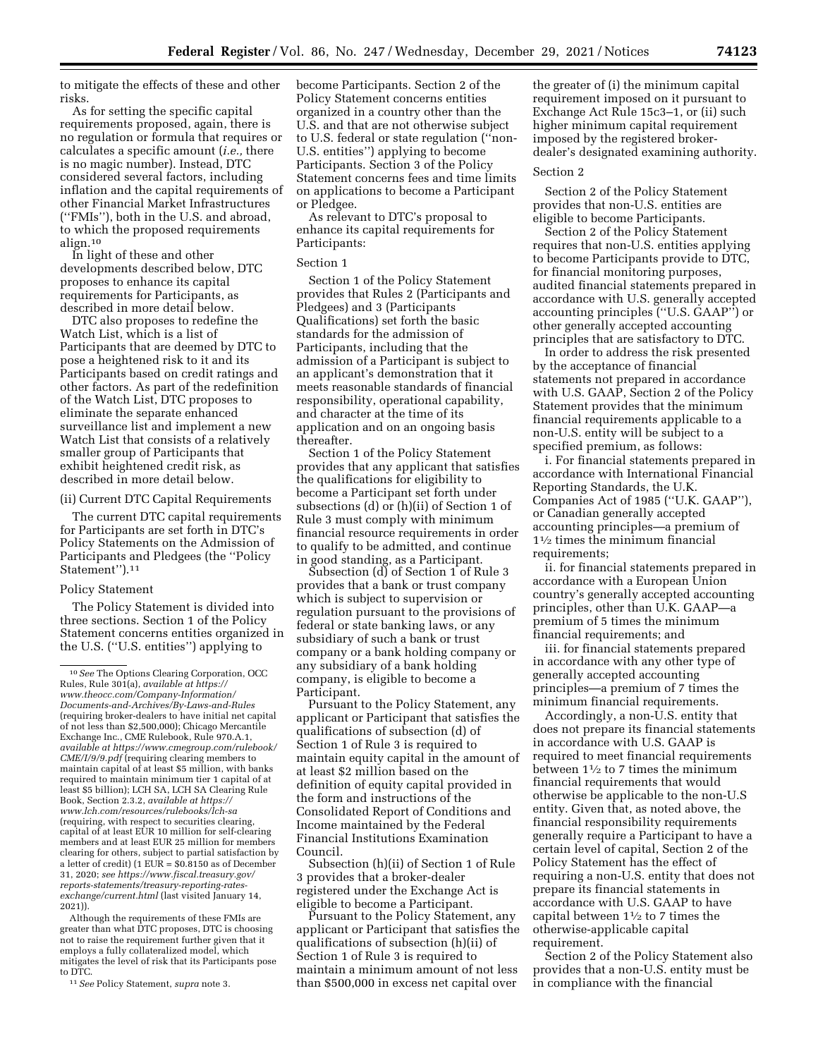to mitigate the effects of these and other risks.

As for setting the specific capital requirements proposed, again, there is no regulation or formula that requires or calculates a specific amount (*i.e.,* there is no magic number). Instead, DTC considered several factors, including inflation and the capital requirements of other Financial Market Infrastructures (''FMIs''), both in the U.S. and abroad, to which the proposed requirements align.[10]

In light of these and other developments described below, DTC proposes to enhance its capital requirements for Participants, as described in more detail below.

DTC also proposes to redefine the Watch List, which is a list of Participants that are deemed by DTC to pose a heightened risk to it and its Participants based on credit ratings and other factors. As part of the redefinition of the Watch List, DTC proposes to eliminate the separate enhanced surveillance list and implement a new Watch List that consists of a relatively smaller group of Participants that exhibit heightened credit risk, as described in more detail below.

(ii) Current DTC Capital Requirements

The current DTC capital requirements for Participants are set forth in DTC's Policy Statements on the Admission of Participants and Pledgees (the ''Policy Statement'').[11]

Policy Statement

The Policy Statement is divided into three sections. Section 1 of the Policy Statement concerns entities organized in the U.S. (''U.S. entities'') applying to become Participants. Section 2 of the Policy Statement concerns entities organized in a country other than the U.S. and that are not otherwise subject to U.S. federal or state regulation (''non-U.S. entities'') applying to become Participants. Section 3 of the Policy Statement concerns fees and time limits on applications to become a Participant or Pledgee.

As relevant to DTC's proposal to enhance its capital requirements for Participants:

Section 1

Section 1 of the Policy Statement provides that Rules 2 (Participants and Pledgees) and 3 (Participants Qualifications) set forth the basic standards for the admission of Participants, including that the admission of a Participant is subject to an applicant's demonstration that it meets reasonable standards of financial responsibility, operational capability, and character at the time of its application and on an ongoing basis thereafter.

Section 1 of the Policy Statement provides that any applicant that satisfies the qualifications for eligibility to become a Participant set forth under subsections (d) or (h)(ii) of Section 1 of Rule 3 must comply with minimum financial resource requirements in order to qualify to be admitted, and continue in good standing, as a Participant.

Subsection (d) of Section 1 of Rule 3 provides that a bank or trust company which is subject to supervision or regulation pursuant to the provisions of federal or state banking laws, or any subsidiary of such a bank or trust company or a bank holding company or any subsidiary of a bank holding company, is eligible to become a Participant.

Pursuant to the Policy Statement, any applicant or Participant that satisfies the qualifications of subsection (d) of Section 1 of Rule 3 is required to maintain equity capital in the amount of at least $2 million based on the definition of equity capital provided in the form and instructions of the Consolidated Report of Conditions and Income maintained by the Federal Financial Institutions Examination Council.

Subsection (h)(ii) of Section 1 of Rule 3 provides that a broker-dealer registered under the Exchange Act is eligible to become a Participant.

Pursuant to the Policy Statement, any applicant or Participant that satisfies the qualifications of subsection (h)(ii) of Section 1 of Rule 3 is required to maintain a minimum amount of not less than $500,000 in excess net capital over the greater of (i) the minimum capital requirement imposed on it pursuant to Exchange Act Rule 15c3–1, or (ii) such higher minimum capital requirement imposed by the registered broker-dealer's designated examining authority.

Section 2

Section 2 of the Policy Statement provides that non-U.S. entities are eligible to become Participants.

Section 2 of the Policy Statement requires that non-U.S. entities applying to become Participants provide to DTC, for financial monitoring purposes, audited financial statements prepared in accordance with U.S. generally accepted accounting principles (''U.S. GAAP'') or other generally accepted accounting principles that are satisfactory to DTC.

In order to address the risk presented by the acceptance of financial statements not prepared in accordance with U.S. GAAP, Section 2 of the Policy Statement provides that the minimum financial requirements applicable to a non-U.S. entity will be subject to a specified premium, as follows:

i. For financial statements prepared in accordance with International Financial Reporting Standards, the U.K. Companies Act of 1985 (''U.K. GAAP''), or Canadian generally accepted accounting principles—a premium of 1½ times the minimum financial requirements;

ii. for financial statements prepared in accordance with a European Union country's generally accepted accounting principles, other than U.K. GAAP—a premium of 5 times the minimum financial requirements; and

iii. for financial statements prepared in accordance with any other type of generally accepted accounting principles—a premium of 7 times the minimum financial requirements.

Accordingly, a non-U.S. entity that does not prepare its financial statements in accordance with U.S. GAAP is required to meet financial requirements between 1½ to 7 times the minimum financial requirements that would otherwise be applicable to the non-U.S entity. Given that, as noted above, the financial responsibility requirements generally require a Participant to have a certain level of capital, Section 2 of the Policy Statement has the effect of requiring a non-U.S. entity that does not prepare its financial statements in accordance with U.S. GAAP to have capital between 1½ to 7 times the otherwise-applicable capital requirement.

Section 2 of the Policy Statement also provides that a non-U.S. entity must be in compliance with the financial

---

[10] *See* The Options Clearing Corporation, OCC Rules, Rule 301(a), *available at https://www.theocc.com/Company-Information/Documents-and-Archives/By-Laws-and-Rules* (requiring broker-dealers to have initial net capital of not less than $2,500,000); Chicago Mercantile Exchange Inc., CME Rulebook, Rule 970.A.1, *available at https://www.cmegroup.com/rulebook/CME/I/9/9.pdf* (requiring clearing members to maintain capital of at least $5 million, with banks required to maintain minimum tier 1 capital of at least $5 billion); LCH SA, LCH SA Clearing Rule Book, Section 2.3.2, *available at https://www.lch.com/resources/rulebooks/lch-sa* (requiring, with respect to securities clearing, capital of at least EUR 10 million for self-clearing members and at least EUR 25 million for members clearing for others, subject to partial satisfaction by a letter of credit) (1 EUR = $0.8150 as of December 31, 2020; *see https://www.fiscal.treasury.gov/reports-statements/treasury-reporting-rates-exchange/current.html* (last visited January 14, 2021)).

Although the requirements of these FMIs are greater than what DTC proposes, DTC is choosing not to raise the requirement further given that it employs a fully collateralized model, which mitigates the level of risk that its Participants pose to DTC.

[11] *See* Policy Statement, *supra* note 3.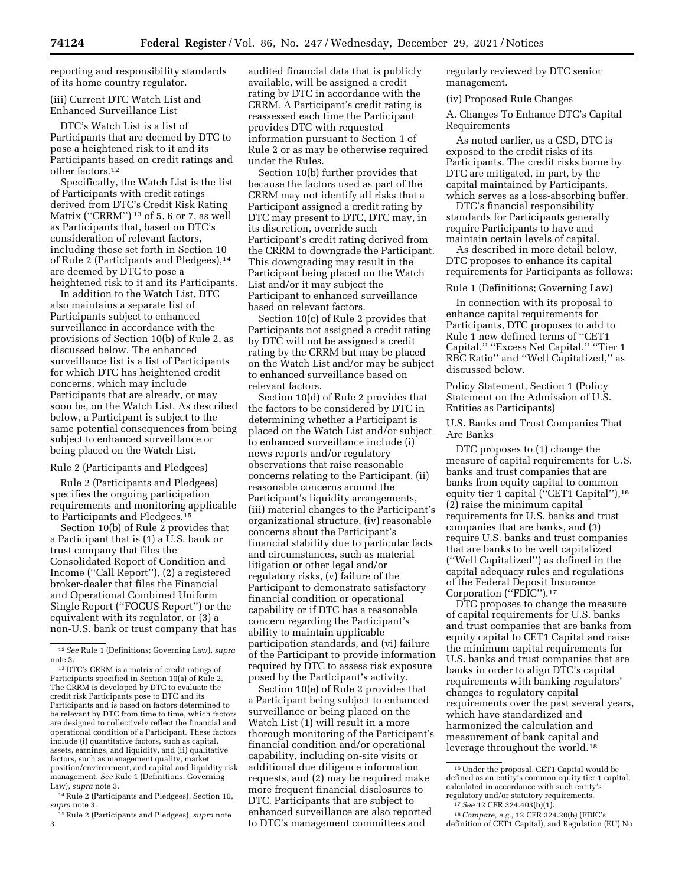reporting and responsibility standards of its home country regulator.

(iii) Current DTC Watch List and Enhanced Surveillance List

DTC's Watch List is a list of Participants that are deemed by DTC to pose a heightened risk to it and its Participants based on credit ratings and other factors.[12]

Specifically, the Watch List is the list of Participants with credit ratings derived from DTC's Credit Risk Rating Matrix (''CRRM'')[13] of 5, 6 or 7, as well as Participants that, based on DTC's consideration of relevant factors, including those set forth in Section 10 of Rule 2 (Participants and Pledgees),[14] are deemed by DTC to pose a heightened risk to it and its Participants.

In addition to the Watch List, DTC also maintains a separate list of Participants subject to enhanced surveillance in accordance with the provisions of Section 10(b) of Rule 2, as discussed below. The enhanced surveillance list is a list of Participants for which DTC has heightened credit concerns, which may include Participants that are already, or may soon be, on the Watch List. As described below, a Participant is subject to the same potential consequences from being subject to enhanced surveillance or being placed on the Watch List.

Rule 2 (Participants and Pledgees)

Rule 2 (Participants and Pledgees) specifies the ongoing participation requirements and monitoring applicable to Participants and Pledgees.[15]

Section 10(b) of Rule 2 provides that a Participant that is (1) a U.S. bank or trust company that files the Consolidated Report of Condition and Income (''Call Report''), (2) a registered broker-dealer that files the Financial and Operational Combined Uniform Single Report (''FOCUS Report'') or the equivalent with its regulator, or (3) a non-U.S. bank or trust company that has audited financial data that is publicly available, will be assigned a credit rating by DTC in accordance with the CRRM. A Participant's credit rating is reassessed each time the Participant provides DTC with requested information pursuant to Section 1 of Rule 2 or as may be otherwise required under the Rules.

Section 10(b) further provides that because the factors used as part of the CRRM may not identify all risks that a Participant assigned a credit rating by DTC may present to DTC, DTC may, in its discretion, override such Participant's credit rating derived from the CRRM to downgrade the Participant. This downgrading may result in the Participant being placed on the Watch List and/or it may subject the Participant to enhanced surveillance based on relevant factors.

Section 10(c) of Rule 2 provides that Participants not assigned a credit rating by DTC will not be assigned a credit rating by the CRRM but may be placed on the Watch List and/or may be subject to enhanced surveillance based on relevant factors.

Section 10(d) of Rule 2 provides that the factors to be considered by DTC in determining whether a Participant is placed on the Watch List and/or subject to enhanced surveillance include (i) news reports and/or regulatory observations that raise reasonable concerns relating to the Participant, (ii) reasonable concerns around the Participant's liquidity arrangements, (iii) material changes to the Participant's organizational structure, (iv) reasonable concerns about the Participant's financial stability due to particular facts and circumstances, such as material litigation or other legal and/or regulatory risks, (v) failure of the Participant to demonstrate satisfactory financial condition or operational capability or if DTC has a reasonable concern regarding the Participant's ability to maintain applicable participation standards, and (vi) failure of the Participant to provide information required by DTC to assess risk exposure posed by the Participant's activity.

Section 10(e) of Rule 2 provides that a Participant being subject to enhanced surveillance or being placed on the Watch List (1) will result in a more thorough monitoring of the Participant's financial condition and/or operational capability, including on-site visits or additional due diligence information requests, and (2) may be required make more frequent financial disclosures to DTC. Participants that are subject to enhanced surveillance are also reported to DTC's management committees and regularly reviewed by DTC senior management.

(iv) Proposed Rule Changes

A. Changes To Enhance DTC's Capital Requirements

As noted earlier, as a CSD, DTC is exposed to the credit risks of its Participants. The credit risks borne by DTC are mitigated, in part, by the capital maintained by Participants, which serves as a loss-absorbing buffer.

DTC's financial responsibility standards for Participants generally require Participants to have and maintain certain levels of capital.

As described in more detail below, DTC proposes to enhance its capital requirements for Participants as follows:

Rule 1 (Definitions; Governing Law)

In connection with its proposal to enhance capital requirements for Participants, DTC proposes to add to Rule 1 new defined terms of ''CET1 Capital,'' ''Excess Net Capital,'' ''Tier 1 RBC Ratio'' and ''Well Capitalized,'' as discussed below.

Policy Statement, Section 1 (Policy Statement on the Admission of U.S. Entities as Participants)

U.S. Banks and Trust Companies That Are Banks

DTC proposes to (1) change the measure of capital requirements for U.S. banks and trust companies that are banks from equity capital to common equity tier 1 capital (''CET1 Capital''),[16] (2) raise the minimum capital requirements for U.S. banks and trust companies that are banks, and (3) require U.S. banks and trust companies that are banks to be well capitalized (''Well Capitalized'') as defined in the capital adequacy rules and regulations of the Federal Deposit Insurance Corporation (''FDIC'').[17]

DTC proposes to change the measure of capital requirements for U.S. banks and trust companies that are banks from equity capital to CET1 Capital and raise the minimum capital requirements for U.S. banks and trust companies that are banks in order to align DTC's capital requirements with banking regulators' changes to regulatory capital requirements over the past several years, which have standardized and harmonized the calculation and measurement of bank capital and leverage throughout the world.[18]

---

[12] *See* Rule 1 (Definitions; Governing Law), *supra* note 3.

[13] DTC's CRRM is a matrix of credit ratings of Participants specified in Section 10(a) of Rule 2. The CRRM is developed by DTC to evaluate the credit risk Participants pose to DTC and its Participants and is based on factors determined to be relevant by DTC from time to time, which factors are designed to collectively reflect the financial and operational condition of a Participant. These factors include (i) quantitative factors, such as capital, assets, earnings, and liquidity, and (ii) qualitative factors, such as management quality, market position/environment, and capital and liquidity risk management. *See* Rule 1 (Definitions; Governing Law), *supra* note 3.

[14] Rule 2 (Participants and Pledgees), Section 10, *supra* note 3.

[15] Rule 2 (Participants and Pledgees), *supra* note 3.

[16] Under the proposal, CET1 Capital would be defined as an entity's common equity tier 1 capital, calculated in accordance with such entity's regulatory and/or statutory requirements.

[17] *See* 12 CFR 324.403(b)(1).

[18] *Compare, e.g.,* 12 CFR 324.20(b) (FDIC's definition of CET1 Capital), and Regulation (EU) No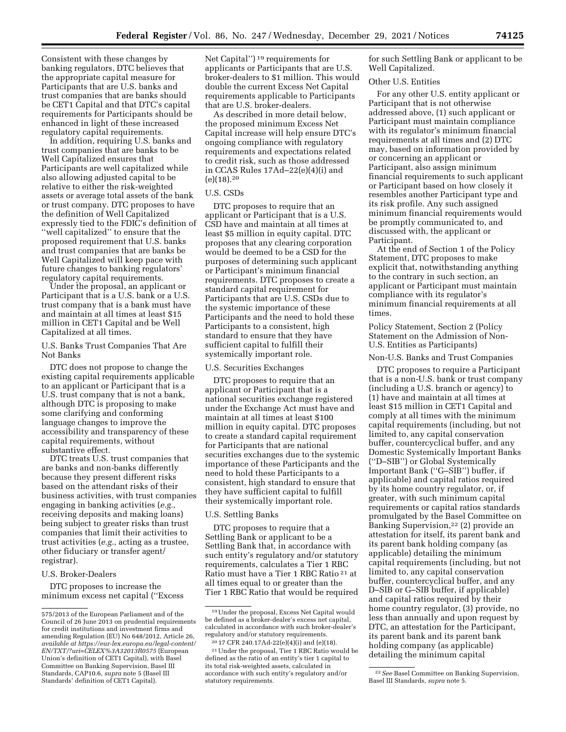Consistent with these changes by banking regulators, DTC believes that the appropriate capital measure for Participants that are U.S. banks and trust companies that are banks should be CET1 Capital and that DTC's capital requirements for Participants should be enhanced in light of these increased regulatory capital requirements.

In addition, requiring U.S. banks and trust companies that are banks to be Well Capitalized ensures that Participants are well capitalized while also allowing adjusted capital to be relative to either the risk-weighted assets or average total assets of the bank or trust company. DTC proposes to have the definition of Well Capitalized expressly tied to the FDIC's definition of ''well capitalized'' to ensure that the proposed requirement that U.S. banks and trust companies that are banks be Well Capitalized will keep pace with future changes to banking regulators' regulatory capital requirements.

Under the proposal, an applicant or Participant that is a U.S. bank or a U.S. trust company that is a bank must have and maintain at all times at least $15 million in CET1 Capital and be Well Capitalized at all times.

U.S. Banks Trust Companies That Are Not Banks

DTC does not propose to change the existing capital requirements applicable to an applicant or Participant that is a U.S. trust company that is not a bank, although DTC is proposing to make some clarifying and conforming language changes to improve the accessibility and transparency of these capital requirements, without substantive effect.

DTC treats U.S. trust companies that are banks and non-banks differently because they present different risks based on the attendant risks of their business activities, with trust companies engaging in banking activities (*e.g.,* receiving deposits and making loans) being subject to greater risks than trust companies that limit their activities to trust activities (*e.g.,* acting as a trustee, other fiduciary or transfer agent/registrar).

U.S. Broker-Dealers

DTC proposes to increase the minimum excess net capital (''Excess Net Capital'')[19] requirements for applicants or Participants that are U.S. broker-dealers to $1 million. This would double the current Excess Net Capital requirements applicable to Participants that are U.S. broker-dealers.

As described in more detail below, the proposed minimum Excess Net Capital increase will help ensure DTC's ongoing compliance with regulatory requirements and expectations related to credit risk, such as those addressed in CCAS Rules 17Ad–22(e)(4)(i) and (e)(18).[20]

U.S. CSDs

DTC proposes to require that an applicant or Participant that is a U.S. CSD have and maintain at all times at least $5 million in equity capital. DTC proposes that any clearing corporation would be deemed to be a CSD for the purposes of determining such applicant or Participant's minimum financial requirements. DTC proposes to create a standard capital requirement for Participants that are U.S. CSDs due to the systemic importance of these Participants and the need to hold these Participants to a consistent, high standard to ensure that they have sufficient capital to fulfill their systemically important role.

U.S. Securities Exchanges

DTC proposes to require that an applicant or Participant that is a national securities exchange registered under the Exchange Act must have and maintain at all times at least $100 million in equity capital. DTC proposes to create a standard capital requirement for Participants that are national securities exchanges due to the systemic importance of these Participants and the need to hold these Participants to a consistent, high standard to ensure that they have sufficient capital to fulfill their systemically important role.

U.S. Settling Banks

DTC proposes to require that a Settling Bank or applicant to be a Settling Bank that, in accordance with such entity's regulatory and/or statutory requirements, calculates a Tier 1 RBC Ratio must have a Tier 1 RBC Ratio[21] at all times equal to or greater than the Tier 1 RBC Ratio that would be required for such Settling Bank or applicant to be Well Capitalized.

Other U.S. Entities

For any other U.S. entity applicant or Participant that is not otherwise addressed above, (1) such applicant or Participant must maintain compliance with its regulator's minimum financial requirements at all times and (2) DTC may, based on information provided by or concerning an applicant or Participant, also assign minimum financial requirements to such applicant or Participant based on how closely it resembles another Participant type and its risk profile. Any such assigned minimum financial requirements would be promptly communicated to, and discussed with, the applicant or Participant.

At the end of Section 1 of the Policy Statement, DTC proposes to make explicit that, notwithstanding anything to the contrary in such section, an applicant or Participant must maintain compliance with its regulator's minimum financial requirements at all times.

Policy Statement, Section 2 (Policy Statement on the Admission of Non-U.S. Entities as Participants)

Non-U.S. Banks and Trust Companies

DTC proposes to require a Participant that is a non-U.S. bank or trust company (including a U.S. branch or agency) to (1) have and maintain at all times at least $15 million in CET1 Capital and comply at all times with the minimum capital requirements (including, but not limited to, any capital conservation buffer, countercyclical buffer, and any Domestic Systemically Important Banks (''D–SIB'') or Global Systemically Important Bank (''G–SIB'') buffer, if applicable) and capital ratios required by its home country regulator, or, if greater, with such minimum capital requirements or capital ratios standards promulgated by the Basel Committee on Banking Supervision,[22] (2) provide an attestation for itself, its parent bank and its parent bank holding company (as applicable) detailing the minimum capital requirements (including, but not limited to, any capital conservation buffer, countercyclical buffer, and any D–SIB or G–SIB buffer, if applicable) and capital ratios required by their home country regulator, (3) provide, no less than annually and upon request by DTC, an attestation for the Participant, its parent bank and its parent bank holding company (as applicable) detailing the minimum capital

---

575/2013 of the European Parliament and of the Council of 26 June 2013 on prudential requirements for credit institutions and investment firms and amending Regulation (EU) No 648/2012, Article 26, *available at https://eur-lex.europa.eu/legal-content/EN/TXT/?uri=CELEX%3A32013R0575* (European Union's definition of CET1 Capital), with Basel Committee on Banking Supervision, Basel III Standards, CAP10.6, *supra* note 5 (Basel III Standards' definition of CET1 Capital).

[19] Under the proposal, Excess Net Capital would be defined as a broker-dealer's excess net capital, calculated in accordance with such broker-dealer's regulatory and/or statutory requirements.

[20] 17 CFR 240.17Ad-22(e)(4)(i) and (e)(18).

[21] Under the proposal, Tier 1 RBC Ratio would be defined as the ratio of an entity's tier 1 capital to its total risk-weighted assets, calculated in accordance with such entity's regulatory and/or statutory requirements.

[22] *See* Basel Committee on Banking Supervision, Basel III Standards, *supra* note 5.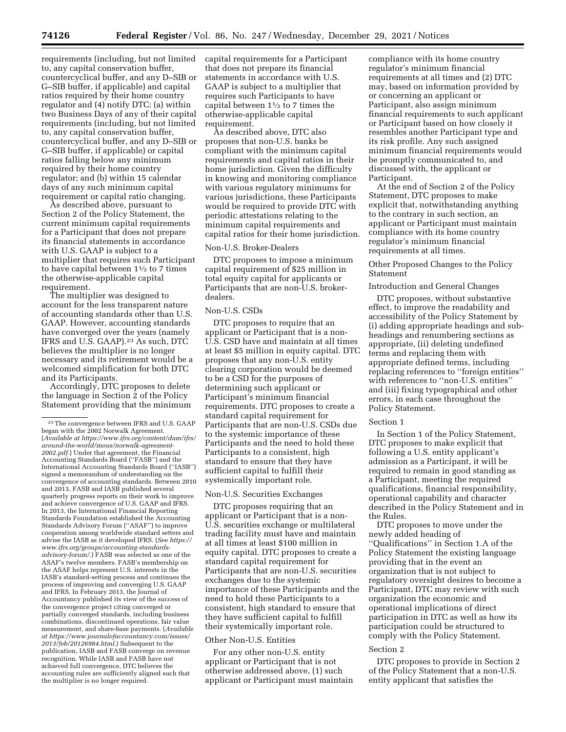requirements (including, but not limited to, any capital conservation buffer, countercyclical buffer, and any D–SIB or G–SIB buffer, if applicable) and capital ratios required by their home country regulator and (4) notify DTC: (a) within two Business Days of any of their capital requirements (including, but not limited to, any capital conservation buffer, countercyclical buffer, and any D–SIB or G–SIB buffer, if applicable) or capital ratios falling below any minimum required by their home country regulator; and (b) within 15 calendar days of any such minimum capital requirement or capital ratio changing.

As described above, pursuant to Section 2 of the Policy Statement, the current minimum capital requirements for a Participant that does not prepare its financial statements in accordance with U.S. GAAP is subject to a multiplier that requires such Participant to have capital between 1½ to 7 times the otherwise-applicable capital requirement.

The multiplier was designed to account for the less transparent nature of accounting standards other than U.S. GAAP. However, accounting standards have converged over the years (namely IFRS and U.S. GAAP).[23] As such, DTC believes the multiplier is no longer necessary and its retirement would be a welcomed simplification for both DTC and its Participants.

Accordingly, DTC proposes to delete the language in Section 2 of the Policy Statement providing that the minimum capital requirements for a Participant that does not prepare its financial statements in accordance with U.S. GAAP is subject to a multiplier that requires such Participants to have capital between 1½ to 7 times the otherwise-applicable capital requirement.

As described above, DTC also proposes that non-U.S. banks be compliant with the minimum capital requirements and capital ratios in their home jurisdiction. Given the difficulty in knowing and monitoring compliance with various regulatory minimums for various jurisdictions, these Participants would be required to provide DTC with periodic attestations relating to the minimum capital requirements and capital ratios for their home jurisdiction.

Non-U.S. Broker-Dealers

DTC proposes to impose a minimum capital requirement of $25 million in total equity capital for applicants or Participants that are non-U.S. broker-dealers.

Non-U.S. CSDs

DTC proposes to require that an applicant or Participant that is a non-U.S. CSD have and maintain at all times at least $5 million in equity capital. DTC proposes that any non-U.S. entity clearing corporation would be deemed to be a CSD for the purposes of determining such applicant or Participant's minimum financial requirements. DTC proposes to create a standard capital requirement for Participants that are non-U.S. CSDs due to the systemic importance of these Participants and the need to hold these Participants to a consistent, high standard to ensure that they have sufficient capital to fulfill their systemically important role.

Non-U.S. Securities Exchanges

DTC proposes requiring that an applicant or Participant that is a non-U.S. securities exchange or multilateral trading facility must have and maintain at all times at least $100 million in equity capital. DTC proposes to create a standard capital requirement for Participants that are non-U.S. securities exchanges due to the systemic importance of these Participants and the need to hold these Participants to a consistent, high standard to ensure that they have sufficient capital to fulfill their systemically important role.

Other Non-U.S. Entities

For any other non-U.S. entity applicant or Participant that is not otherwise addressed above, (1) such applicant or Participant must maintain compliance with its home country regulator's minimum financial requirements at all times and (2) DTC may, based on information provided by or concerning an applicant or Participant, also assign minimum financial requirements to such applicant or Participant based on how closely it resembles another Participant type and its risk profile. Any such assigned minimum financial requirements would be promptly communicated to, and discussed with, the applicant or Participant.

At the end of Section 2 of the Policy Statement, DTC proposes to make explicit that, notwithstanding anything to the contrary in such section, an applicant or Participant must maintain compliance with its home country regulator's minimum financial requirements at all times.

Other Proposed Changes to the Policy Statement

Introduction and General Changes

DTC proposes, without substantive effect, to improve the readability and accessibility of the Policy Statement by (i) adding appropriate headings and sub-headings and renumbering sections as appropriate, (ii) deleting undefined terms and replacing them with appropriate defined terms, including replacing references to "foreign entities" with references to "non-U.S. entities" and (iii) fixing typographical and other errors, in each case throughout the Policy Statement.

Section 1

In Section 1 of the Policy Statement, DTC proposes to make explicit that following a U.S. entity applicant's admission as a Participant, it will be required to remain in good standing as a Participant, meeting the required qualifications, financial responsibility, operational capability and character described in the Policy Statement and in the Rules.

DTC proposes to move under the newly added heading of "Qualifications" in Section 1.A of the Policy Statement the existing language providing that in the event an organization that is not subject to regulatory oversight desires to become a Participant, DTC may review with such organization the economic and operational implications of direct participation in DTC as well as how its participation could be structured to comply with the Policy Statement.

Section 2

DTC proposes to provide in Section 2 of the Policy Statement that a non-U.S. entity applicant that satisfies the

[23] The convergence between IFRS and U.S. GAAP began with the 2002 Norwalk Agreement. (*Available at https://www.ifrs.org/content/dam/ifrs/around-the-world/mous/norwalk-agreement-2002.pdf.*) Under that agreement, the Financial Accounting Standards Board ("FASB") and the International Accounting Standards Board ("IASB") signed a memorandum of understanding on the convergence of accounting standards. Between 2010 and 2013, FASB and IASB published several quarterly progress reports on their work to improve and achieve convergence of U.S. GAAP and IFRS. In 2013, the International Financial Reporting Standards Foundation established the Accounting Standards Advisory Forum ("ASAF") to improve cooperation among worldwide standard setters and advise the IASB as it developed IFRS. (*See https://www.ifrs.org/groups/accounting-standards-advisory-forum/.*) FASB was selected as one of the ASAF's twelve members. FASB's membership on the ASAF helps represent U.S. interests in the IASB's standard-setting process and continues the process of improving and converging U.S. GAAP and IFRS. In February 2013, the Journal of Accountancy published its view of the success of the convergence project citing converged or partially converged standards, including business combinations, discontinued operations, fair value measurement, and share-base payments. (*Available at https://www.journalofaccountancy.com/issues/2013/feb/20126984.html.*) Subsequent to the publication, IASB and FASB converge on revenue recognition. While IASB and FASB have not achieved full convergence, DTC believes the accounting rules are sufficiently aligned such that the multiplier is no longer required.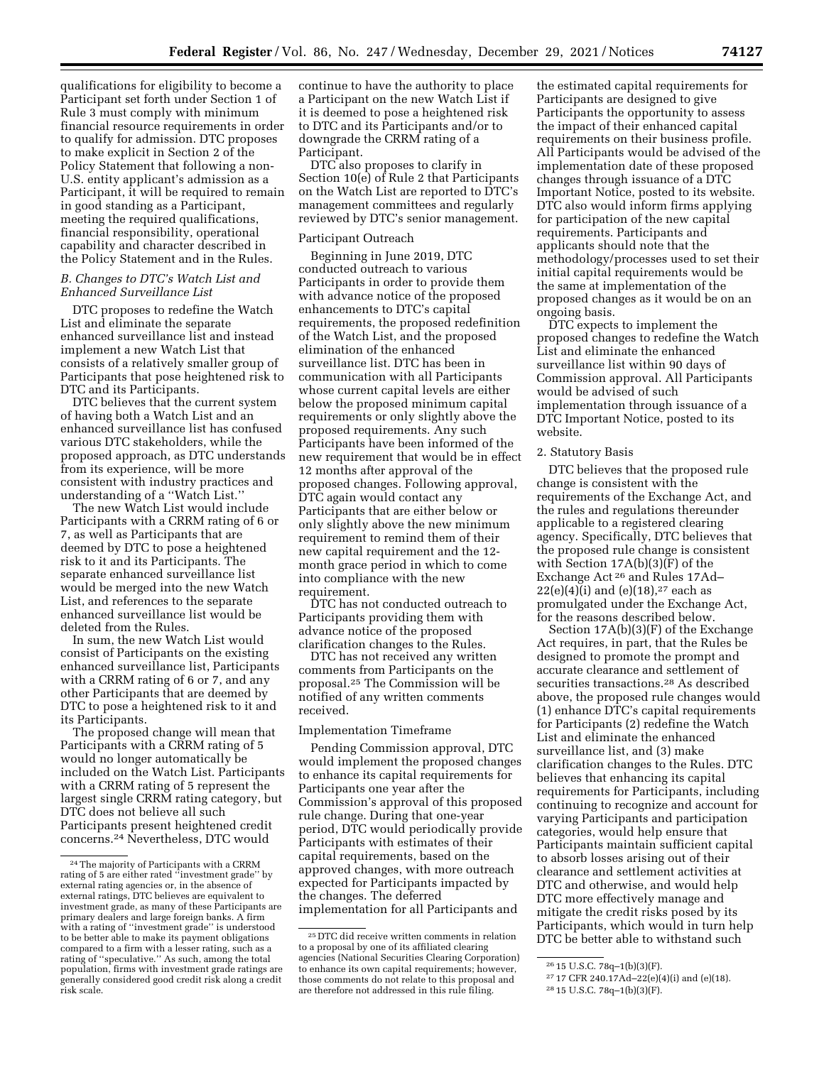qualifications for eligibility to become a Participant set forth under Section 1 of Rule 3 must comply with minimum financial resource requirements in order to qualify for admission. DTC proposes to make explicit in Section 2 of the Policy Statement that following a non-U.S. entity applicant's admission as a Participant, it will be required to remain in good standing as a Participant, meeting the required qualifications, financial responsibility, operational capability and character described in the Policy Statement and in the Rules.

### B. Changes to DTC's Watch List and Enhanced Surveillance List

DTC proposes to redefine the Watch List and eliminate the separate enhanced surveillance list and instead implement a new Watch List that consists of a relatively smaller group of Participants that pose heightened risk to DTC and its Participants.

DTC believes that the current system of having both a Watch List and an enhanced surveillance list has confused various DTC stakeholders, while the proposed approach, as DTC understands from its experience, will be more consistent with industry practices and understanding of a ''Watch List.''

The new Watch List would include Participants with a CRRM rating of 6 or 7, as well as Participants that are deemed by DTC to pose a heightened risk to it and its Participants. The separate enhanced surveillance list would be merged into the new Watch List, and references to the separate enhanced surveillance list would be deleted from the Rules.

In sum, the new Watch List would consist of Participants on the existing enhanced surveillance list, Participants with a CRRM rating of 6 or 7, and any other Participants that are deemed by DTC to pose a heightened risk to it and its Participants.

The proposed change will mean that Participants with a CRRM rating of 5 would no longer automatically be included on the Watch List. Participants with a CRRM rating of 5 represent the largest single CRRM rating category, but DTC does not believe all such Participants present heightened credit concerns.[24] Nevertheless, DTC would continue to have the authority to place a Participant on the new Watch List if it is deemed to pose a heightened risk to DTC and its Participants and/or to downgrade the CRRM rating of a Participant.

DTC also proposes to clarify in Section 10(e) of Rule 2 that Participants on the Watch List are reported to DTC's management committees and regularly reviewed by DTC's senior management.

#### Participant Outreach

Beginning in June 2019, DTC conducted outreach to various Participants in order to provide them with advance notice of the proposed enhancements to DTC's capital requirements, the proposed redefinition of the Watch List, and the proposed elimination of the enhanced surveillance list. DTC has been in communication with all Participants whose current capital levels are either below the proposed minimum capital requirements or only slightly above the proposed requirements. Any such Participants have been informed of the new requirement that would be in effect 12 months after approval of the proposed changes. Following approval, DTC again would contact any Participants that are either below or only slightly above the new minimum requirement to remind them of their new capital requirement and the 12-month grace period in which to come into compliance with the new requirement.

DTC has not conducted outreach to Participants providing them with advance notice of the proposed clarification changes to the Rules.

DTC has not received any written comments from Participants on the proposal.[25] The Commission will be notified of any written comments received.

#### Implementation Timeframe

Pending Commission approval, DTC would implement the proposed changes to enhance its capital requirements for Participants one year after the Commission's approval of this proposed rule change. During that one-year period, DTC would periodically provide Participants with estimates of their capital requirements, based on the approved changes, with more outreach expected for Participants impacted by the changes. The deferred implementation for all Participants and the estimated capital requirements for Participants are designed to give Participants the opportunity to assess the impact of their enhanced capital requirements on their business profile. All Participants would be advised of the implementation date of these proposed changes through issuance of a DTC Important Notice, posted to its website. DTC also would inform firms applying for participation of the new capital requirements. Participants and applicants should note that the methodology/processes used to set their initial capital requirements would be the same at implementation of the proposed changes as it would be on an ongoing basis.

DTC expects to implement the proposed changes to redefine the Watch List and eliminate the enhanced surveillance list within 90 days of Commission approval. All Participants would be advised of such implementation through issuance of a DTC Important Notice, posted to its website.

#### 2. Statutory Basis

DTC believes that the proposed rule change is consistent with the requirements of the Exchange Act, and the rules and regulations thereunder applicable to a registered clearing agency. Specifically, DTC believes that the proposed rule change is consistent with Section 17A(b)(3)(F) of the Exchange Act[26] and Rules 17Ad–22(e)(4)(i) and (e)(18),[27] each as promulgated under the Exchange Act, for the reasons described below.

Section 17A(b)(3)(F) of the Exchange Act requires, in part, that the Rules be designed to promote the prompt and accurate clearance and settlement of securities transactions.[28] As described above, the proposed rule changes would (1) enhance DTC's capital requirements for Participants (2) redefine the Watch List and eliminate the enhanced surveillance list, and (3) make clarification changes to the Rules. DTC believes that enhancing its capital requirements for Participants, including continuing to recognize and account for varying Participants and participation categories, would help ensure that Participants maintain sufficient capital to absorb losses arising out of their clearance and settlement activities at DTC and otherwise, and would help DTC more effectively manage and mitigate the credit risks posed by its Participants, which would in turn help DTC be better able to withstand such

---

[24] The majority of Participants with a CRRM rating of 5 are either rated ''investment grade'' by external rating agencies or, in the absence of external ratings, DTC believes are equivalent to investment grade, as many of these Participants are primary dealers and large foreign banks. A firm with a rating of ''investment grade'' is understood to be better able to make its payment obligations compared to a firm with a lesser rating, such as a rating of ''speculative.'' As such, among the total population, firms with investment grade ratings are generally considered good credit risk along a credit risk scale.

[25] DTC did receive written comments in relation to a proposal by one of its affiliated clearing agencies (National Securities Clearing Corporation) to enhance its own capital requirements; however, those comments do not relate to this proposal and are therefore not addressed in this rule filing.

[26] 15 U.S.C. 78q–1(b)(3)(F).

[27] 17 CFR 240.17Ad–22(e)(4)(i) and (e)(18).

[28] 15 U.S.C. 78q–1(b)(3)(F).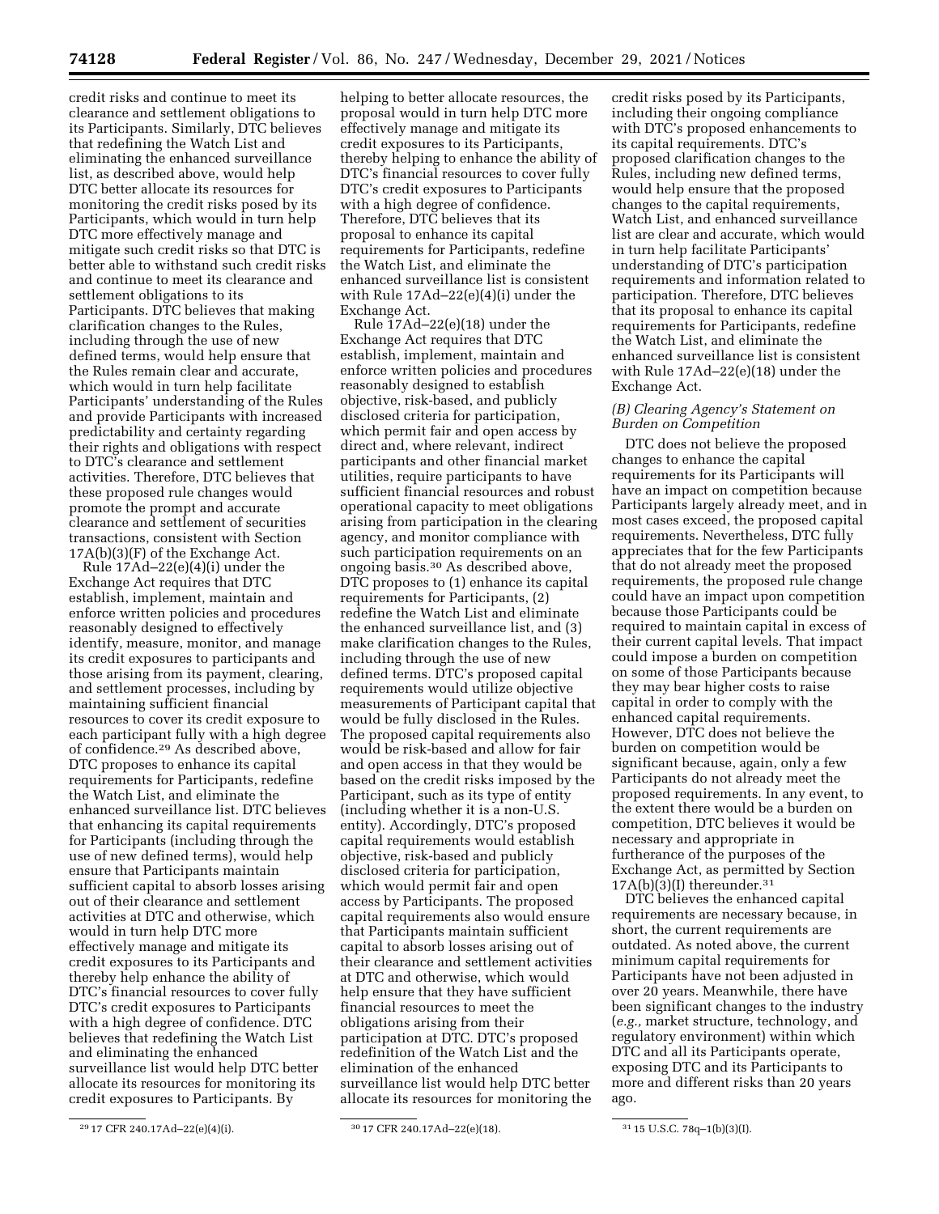credit risks and continue to meet its clearance and settlement obligations to its Participants. Similarly, DTC believes that redefining the Watch List and eliminating the enhanced surveillance list, as described above, would help DTC better allocate its resources for monitoring the credit risks posed by its Participants, which would in turn help DTC more effectively manage and mitigate such credit risks so that DTC is better able to withstand such credit risks and continue to meet its clearance and settlement obligations to its Participants. DTC believes that making clarification changes to the Rules, including through the use of new defined terms, would help ensure that the Rules remain clear and accurate, which would in turn help facilitate Participants' understanding of the Rules and provide Participants with increased predictability and certainty regarding their rights and obligations with respect to DTC's clearance and settlement activities. Therefore, DTC believes that these proposed rule changes would promote the prompt and accurate clearance and settlement of securities transactions, consistent with Section 17A(b)(3)(F) of the Exchange Act.

Rule 17Ad–22(e)(4)(i) under the Exchange Act requires that DTC establish, implement, maintain and enforce written policies and procedures reasonably designed to effectively identify, measure, monitor, and manage its credit exposures to participants and those arising from its payment, clearing, and settlement processes, including by maintaining sufficient financial resources to cover its credit exposure to each participant fully with a high degree of confidence.[29] As described above, DTC proposes to enhance its capital requirements for Participants, redefine the Watch List, and eliminate the enhanced surveillance list. DTC believes that enhancing its capital requirements for Participants (including through the use of new defined terms), would help ensure that Participants maintain sufficient capital to absorb losses arising out of their clearance and settlement activities at DTC and otherwise, which would in turn help DTC more effectively manage and mitigate its credit exposures to its Participants and thereby help enhance the ability of DTC's financial resources to cover fully DTC's credit exposures to Participants with a high degree of confidence. DTC believes that redefining the Watch List and eliminating the enhanced surveillance list would help DTC better allocate its resources for monitoring its credit exposures to Participants. By helping to better allocate resources, the proposal would in turn help DTC more effectively manage and mitigate its credit exposures to its Participants, thereby helping to enhance the ability of DTC's financial resources to cover fully DTC's credit exposures to Participants with a high degree of confidence. Therefore, DTC believes that its proposal to enhance its capital requirements for Participants, redefine the Watch List, and eliminate the enhanced surveillance list is consistent with Rule 17Ad–22(e)(4)(i) under the Exchange Act.

Rule 17Ad–22(e)(18) under the Exchange Act requires that DTC establish, implement, maintain and enforce written policies and procedures reasonably designed to establish objective, risk-based, and publicly disclosed criteria for participation, which permit fair and open access by direct and, where relevant, indirect participants and other financial market utilities, require participants to have sufficient financial resources and robust operational capacity to meet obligations arising from participation in the clearing agency, and monitor compliance with such participation requirements on an ongoing basis.[30] As described above, DTC proposes to (1) enhance its capital requirements for Participants, (2) redefine the Watch List and eliminate the enhanced surveillance list, and (3) make clarification changes to the Rules, including through the use of new defined terms. DTC's proposed capital requirements would utilize objective measurements of Participant capital that would be fully disclosed in the Rules. The proposed capital requirements also would be risk-based and allow for fair and open access in that they would be based on the credit risks imposed by the Participant, such as its type of entity (including whether it is a non-U.S. entity). Accordingly, DTC's proposed capital requirements would establish objective, risk-based and publicly disclosed criteria for participation, which would permit fair and open access by Participants. The proposed capital requirements also would ensure that Participants maintain sufficient capital to absorb losses arising out of their clearance and settlement activities at DTC and otherwise, which would help ensure that they have sufficient financial resources to meet the obligations arising from their participation at DTC. DTC's proposed redefinition of the Watch List and the elimination of the enhanced surveillance list would help DTC better allocate its resources for monitoring the credit risks posed by its Participants, including their ongoing compliance with DTC's proposed enhancements to its capital requirements. DTC's proposed clarification changes to the Rules, including new defined terms, would help ensure that the proposed changes to the capital requirements, Watch List, and enhanced surveillance list are clear and accurate, which would in turn help facilitate Participants' understanding of DTC's participation requirements and information related to participation. Therefore, DTC believes that its proposal to enhance its capital requirements for Participants, redefine the Watch List, and eliminate the enhanced surveillance list is consistent with Rule 17Ad–22(e)(18) under the Exchange Act.

### *(B) Clearing Agency's Statement on Burden on Competition*

DTC does not believe the proposed changes to enhance the capital requirements for its Participants will have an impact on competition because Participants largely already meet, and in most cases exceed, the proposed capital requirements. Nevertheless, DTC fully appreciates that for the few Participants that do not already meet the proposed requirements, the proposed rule change could have an impact upon competition because those Participants could be required to maintain capital in excess of their current capital levels. That impact could impose a burden on competition on some of those Participants because they may bear higher costs to raise capital in order to comply with the enhanced capital requirements. However, DTC does not believe the burden on competition would be significant because, again, only a few Participants do not already meet the proposed requirements. In any event, to the extent there would be a burden on competition, DTC believes it would be necessary and appropriate in furtherance of the purposes of the Exchange Act, as permitted by Section 17A(b)(3)(I) thereunder.[31]

DTC believes the enhanced capital requirements are necessary because, in short, the current requirements are outdated. As noted above, the current minimum capital requirements for Participants have not been adjusted in over 20 years. Meanwhile, there have been significant changes to the industry (*e.g.,* market structure, technology, and regulatory environment) within which DTC and all its Participants operate, exposing DTC and its Participants to more and different risks than 20 years ago.

---

[29] 17 CFR 240.17Ad–22(e)(4)(i).

[30] 17 CFR 240.17Ad–22(e)(18).

[31] 15 U.S.C. 78q–1(b)(3)(I).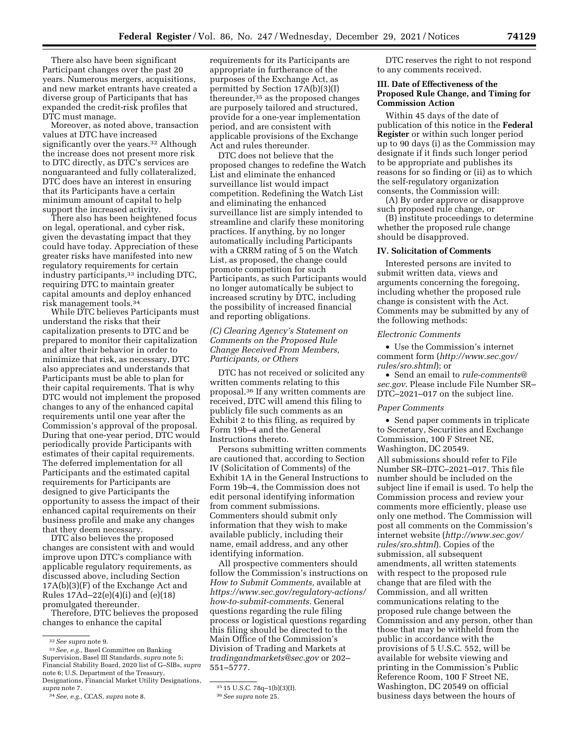There also have been significant Participant changes over the past 20 years. Numerous mergers, acquisitions, and new market entrants have created a diverse group of Participants that has expanded the credit-risk profiles that DTC must manage.

Moreover, as noted above, transaction values at DTC have increased significantly over the years.[32] Although the increase does not present more risk to DTC directly, as DTC's services are nonguaranteed and fully collateralized, DTC does have an interest in ensuring that its Participants have a certain minimum amount of capital to help support the increased activity.

There also has been heightened focus on legal, operational, and cyber risk, given the devastating impact that they could have today. Appreciation of these greater risks have manifested into new regulatory requirements for certain industry participants,[33] including DTC, requiring DTC to maintain greater capital amounts and deploy enhanced risk management tools.[34]

While DTC believes Participants must understand the risks that their capitalization presents to DTC and be prepared to monitor their capitalization and alter their behavior in order to minimize that risk, as necessary, DTC also appreciates and understands that Participants must be able to plan for their capital requirements. That is why DTC would not implement the proposed changes to any of the enhanced capital requirements until one year after the Commission's approval of the proposal. During that one-year period, DTC would periodically provide Participants with estimates of their capital requirements. The deferred implementation for all Participants and the estimated capital requirements for Participants are designed to give Participants the opportunity to assess the impact of their enhanced capital requirements on their business profile and make any changes that they deem necessary.

DTC also believes the proposed changes are consistent with and would improve upon DTC's compliance with applicable regulatory requirements, as discussed above, including Section 17A(b)(3)(F) of the Exchange Act and Rules 17Ad–22(e)(4)(i) and (e)(18) promulgated thereunder.

Therefore, DTC believes the proposed changes to enhance the capital requirements for its Participants are appropriate in furtherance of the purposes of the Exchange Act, as permitted by Section 17A(b)(3)(I) thereunder,[35] as the proposed changes are purposely tailored and structured, provide for a one-year implementation period, and are consistent with applicable provisions of the Exchange Act and rules thereunder.

DTC does not believe that the proposed changes to redefine the Watch List and eliminate the enhanced surveillance list would impact competition. Redefining the Watch List and eliminating the enhanced surveillance list are simply intended to streamline and clarify these monitoring practices. If anything, by no longer automatically including Participants with a CRRM rating of 5 on the Watch List, as proposed, the change could promote competition for such Participants, as such Participants would no longer automatically be subject to increased scrutiny by DTC, including the possibility of increased financial and reporting obligations.

### *(C) Clearing Agency's Statement on Comments on the Proposed Rule Change Received From Members, Participants, or Others*

DTC has not received or solicited any written comments relating to this proposal.[36] If any written comments are received, DTC will amend this filing to publicly file such comments as an Exhibit 2 to this filing, as required by Form 19b–4 and the General Instructions thereto.

Persons submitting written comments are cautioned that, according to Section IV (Solicitation of Comments) of the Exhibit 1A in the General Instructions to Form 19b–4, the Commission does not edit personal identifying information from comment submissions. Commenters should submit only information that they wish to make available publicly, including their name, email address, and any other identifying information.

All prospective commenters should follow the Commission's instructions on *How to Submit Comments,* available at *https://www.sec.gov/regulatory-actions/how-to-submit-comments.* General questions regarding the rule filing process or logistical questions regarding this filing should be directed to the Main Office of the Commission's Division of Trading and Markets at *tradingandmarkets@sec.gov* or 202–551–5777.

DTC reserves the right to not respond to any comments received.

## III. Date of Effectiveness of the Proposed Rule Change, and Timing for Commission Action

Within 45 days of the date of publication of this notice in the **Federal Register** or within such longer period up to 90 days (i) as the Commission may designate if it finds such longer period to be appropriate and publishes its reasons for so finding or (ii) as to which the self-regulatory organization consents, the Commission will:

(A) By order approve or disapprove such proposed rule change, or

(B) institute proceedings to determine whether the proposed rule change should be disapproved.

## IV. Solicitation of Comments

Interested persons are invited to submit written data, views and arguments concerning the foregoing, including whether the proposed rule change is consistent with the Act. Comments may be submitted by any of the following methods:

*Electronic Comments*

- Use the Commission's internet comment form (*http://www.sec.gov/rules/sro.shtml*); or
- Send an email to *rule-comments@sec.gov.* Please include File Number SR–DTC–2021–017 on the subject line.

*Paper Comments*

- Send paper comments in triplicate to Secretary, Securities and Exchange Commission, 100 F Street NE, Washington, DC 20549.

All submissions should refer to File Number SR–DTC–2021–017. This file number should be included on the subject line if email is used. To help the Commission process and review your comments more efficiently, please use only one method. The Commission will post all comments on the Commission's internet website (*http://www.sec.gov/rules/sro.shtml*). Copies of the submission, all subsequent amendments, all written statements with respect to the proposed rule change that are filed with the Commission, and all written communications relating to the proposed rule change between the Commission and any person, other than those that may be withheld from the public in accordance with the provisions of 5 U.S.C. 552, will be available for website viewing and printing in the Commission's Public Reference Room, 100 F Street NE, Washington, DC 20549 on official business days between the hours of

---

[32] *See supra* note 9.

[33] *See, e.g.,* Basel Committee on Banking Supervision, Basel III Standards, *supra* note 5; Financial Stability Board, 2020 list of G–SIBs, *supra* note 6; U.S. Department of the Treasury, Designations, Financial Market Utility Designations, *supra* note 7.

[34] *See, e.g.,* CCAS, *supra* note 8.

[35] 15 U.S.C. 78q–1(b)(3)(I).

[36] *See supra* note 25.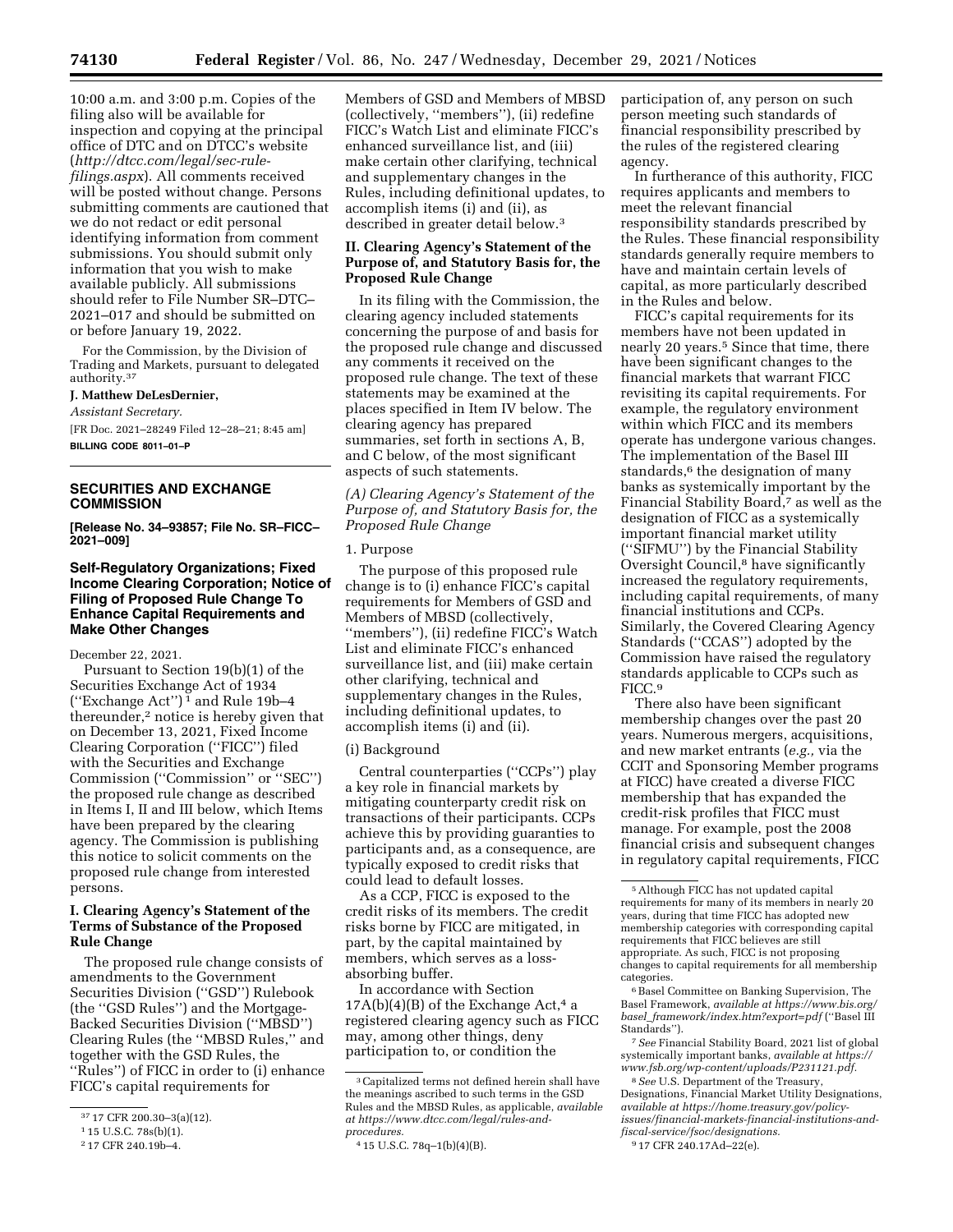10:00 a.m. and 3:00 p.m. Copies of the filing also will be available for inspection and copying at the principal office of DTC and on DTCC's website (*http://dtcc.com/legal/sec-rule-filings.aspx*). All comments received will be posted without change. Persons submitting comments are cautioned that we do not redact or edit personal identifying information from comment submissions. You should submit only information that you wish to make available publicly. All submissions should refer to File Number SR–DTC–2021–017 and should be submitted on or before January 19, 2022.

For the Commission, by the Division of Trading and Markets, pursuant to delegated authority.[37]

**J. Matthew DeLesDernier,**

*Assistant Secretary.*

[FR Doc. 2021–28249 Filed 12–28–21; 8:45 am]

**BILLING CODE 8011–01–P**

## SECURITIES AND EXCHANGE COMMISSION

**[Release No. 34–93857; File No. SR–FICC–2021–009]**

### Self-Regulatory Organizations; Fixed Income Clearing Corporation; Notice of Filing of Proposed Rule Change To Enhance Capital Requirements and Make Other Changes

December 22, 2021.

Pursuant to Section 19(b)(1) of the Securities Exchange Act of 1934 (''Exchange Act'')[1] and Rule 19b–4 thereunder,[2] notice is hereby given that on December 13, 2021, Fixed Income Clearing Corporation (''FICC'') filed with the Securities and Exchange Commission (''Commission'' or ''SEC'') the proposed rule change as described in Items I, II and III below, which Items have been prepared by the clearing agency. The Commission is publishing this notice to solicit comments on the proposed rule change from interested persons.

### I. Clearing Agency's Statement of the Terms of Substance of the Proposed Rule Change

The proposed rule change consists of amendments to the Government Securities Division (''GSD'') Rulebook (the ''GSD Rules'') and the Mortgage-Backed Securities Division (''MBSD'') Clearing Rules (the ''MBSD Rules,'' and together with the GSD Rules, the ''Rules'') of FICC in order to (i) enhance FICC's capital requirements for Members of GSD and Members of MBSD (collectively, ''members''), (ii) redefine FICC's Watch List and eliminate FICC's enhanced surveillance list, and (iii) make certain other clarifying, technical and supplementary changes in the Rules, including definitional updates, to accomplish items (i) and (ii), as described in greater detail below.[3]

### II. Clearing Agency's Statement of the Purpose of, and Statutory Basis for, the Proposed Rule Change

In its filing with the Commission, the clearing agency included statements concerning the purpose of and basis for the proposed rule change and discussed any comments it received on the proposed rule change. The text of these statements may be examined at the places specified in Item IV below. The clearing agency has prepared summaries, set forth in sections A, B, and C below, of the most significant aspects of such statements.

*(A) Clearing Agency's Statement of the Purpose of, and Statutory Basis for, the Proposed Rule Change*

1. Purpose

The purpose of this proposed rule change is to (i) enhance FICC's capital requirements for Members of GSD and Members of MBSD (collectively, ''members''), (ii) redefine FICC's Watch List and eliminate FICC's enhanced surveillance list, and (iii) make certain other clarifying, technical and supplementary changes in the Rules, including definitional updates, to accomplish items (i) and (ii).

(i) Background

Central counterparties (''CCPs'') play a key role in financial markets by mitigating counterparty credit risk on transactions of their participants. CCPs achieve this by providing guaranties to participants and, as a consequence, are typically exposed to credit risks that could lead to default losses.

As a CCP, FICC is exposed to the credit risks of its members. The credit risks borne by FICC are mitigated, in part, by the capital maintained by members, which serves as a loss-absorbing buffer.

In accordance with Section 17A(b)(4)(B) of the Exchange Act,[4] a registered clearing agency such as FICC may, among other things, deny participation to, or condition the participation of, any person on such person meeting such standards of financial responsibility prescribed by the rules of the registered clearing agency.

In furtherance of this authority, FICC requires applicants and members to meet the relevant financial responsibility standards prescribed by the Rules. These financial responsibility standards generally require members to have and maintain certain levels of capital, as more particularly described in the Rules and below.

FICC's capital requirements for its members have not been updated in nearly 20 years.[5] Since that time, there have been significant changes to the financial markets that warrant FICC revisiting its capital requirements. For example, the regulatory environment within which FICC and its members operate has undergone various changes. The implementation of the Basel III standards,[6] the designation of many banks as systemically important by the Financial Stability Board,[7] as well as the designation of FICC as a systemically important financial market utility (''SIFMU'') by the Financial Stability Oversight Council,[8] have significantly increased the regulatory requirements, including capital requirements, of many financial institutions and CCPs. Similarly, the Covered Clearing Agency Standards (''CCAS'') adopted by the Commission have raised the regulatory standards applicable to CCPs such as FICC.[9]

There also have been significant membership changes over the past 20 years. Numerous mergers, acquisitions, and new market entrants (*e.g.,* via the CCIT and Sponsoring Member programs at FICC) have created a diverse FICC membership that has expanded the credit-risk profiles that FICC must manage. For example, post the 2008 financial crisis and subsequent changes in regulatory capital requirements, FICC

---

[37] 17 CFR 200.30–3(a)(12).

[1] 15 U.S.C. 78s(b)(1).

[2] 17 CFR 240.19b–4.

[3] Capitalized terms not defined herein shall have the meanings ascribed to such terms in the GSD Rules and the MBSD Rules, as applicable, *available at https://www.dtcc.com/legal/rules-and-procedures.*

[4] 15 U.S.C. 78q–1(b)(4)(B).

[5] Although FICC has not updated capital requirements for many of its members in nearly 20 years, during that time FICC has adopted new membership categories with corresponding capital requirements that FICC believes are still appropriate. As such, FICC is not proposing changes to capital requirements for all membership categories.

[6] Basel Committee on Banking Supervision, The Basel Framework, *available at https://www.bis.org/basel_framework/index.htm?export=pdf* (''Basel III Standards'').

[7] *See* Financial Stability Board, 2021 list of global systemically important banks, *available at https://www.fsb.org/wp-content/uploads/P231121.pdf.*

[8] *See* U.S. Department of the Treasury, Designations, Financial Market Utility Designations, *available at https://home.treasury.gov/policy-issues/financial-markets-financial-institutions-and-fiscal-service/fsoc/designations.*

[9] 17 CFR 240.17Ad–22(e).